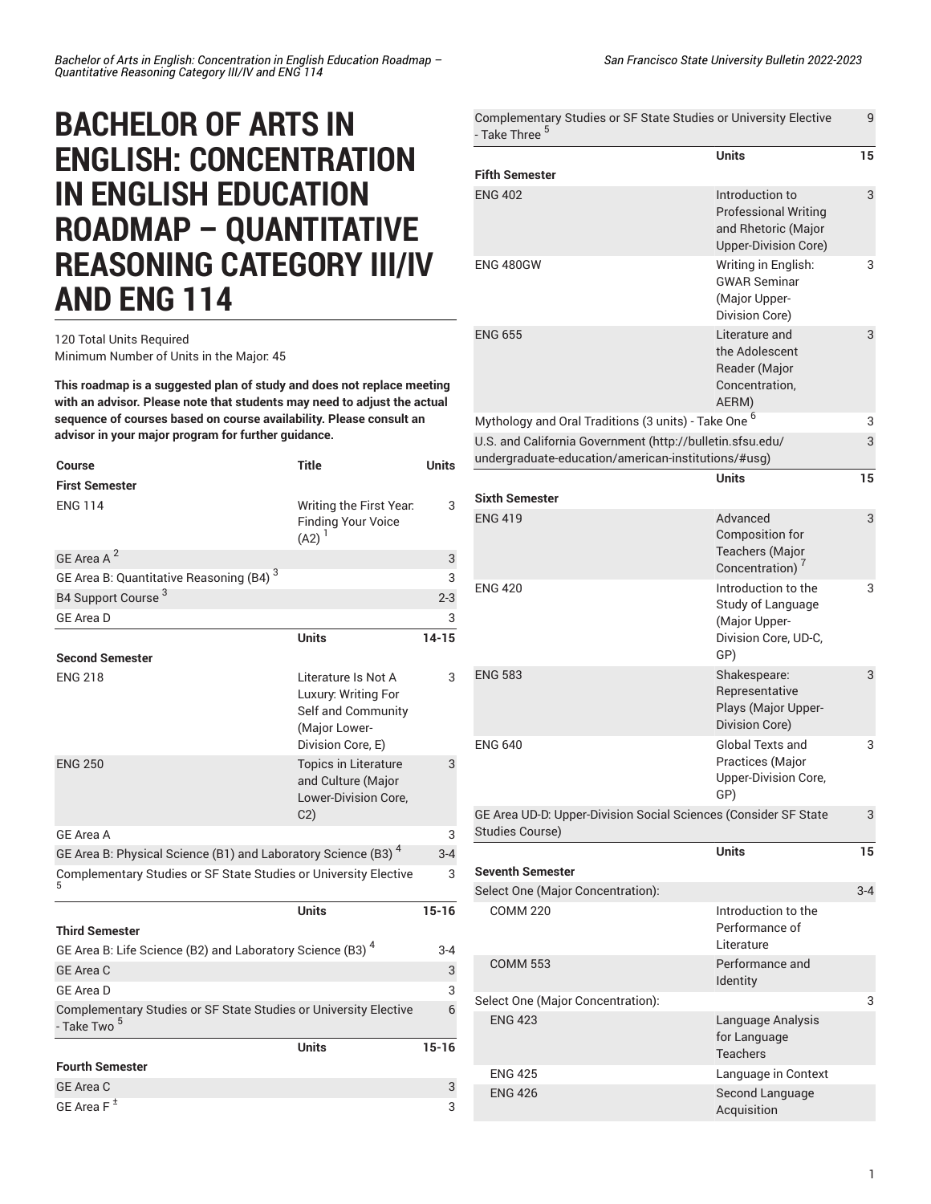# BACHELOR OF ARTS IN ENGLISH: CONCENTRATION IN ENGLISH EDUCATION ROADMAP – QUANTITATIVE REASONING CATEGORY III/IV AND ENG 114

120 Total Units Required
Minimum Number of Units in the Major: 45

**This roadmap is a suggested plan of study and does not replace meeting with an advisor. Please note that students may need to adjust the actual sequence of courses based on course availability. Please consult an advisor in your major program for further guidance.**

| Course | Title | Units |
|---|---|---|
| **First Semester** | | |
| ENG 114 | Writing the First Year: Finding Your Voice (A2) [1] | 3 |
| GE Area A [2] | | 3 |
| GE Area B: Quantitative Reasoning (B4) [3] | | 3 |
| B4 Support Course [3] | | 2-3 |
| GE Area D | | 3 |
| | **Units** | **14-15** |
| **Second Semester** | | |
| ENG 218 | Literature Is Not A Luxury: Writing For Self and Community (Major Lower-Division Core, E) | 3 |
| ENG 250 | Topics in Literature and Culture (Major Lower-Division Core, C2) | 3 |
| GE Area A | | 3 |
| GE Area B: Physical Science (B1) and Laboratory Science (B3) [4] | | 3-4 |
| Complementary Studies or SF State Studies or University Elective [5] | | 3 |
| | **Units** | **15-16** |
| **Third Semester** | | |
| GE Area B: Life Science (B2) and Laboratory Science (B3) [4] | | 3-4 |
| GE Area C | | 3 |
| GE Area D | | 3 |
| Complementary Studies or SF State Studies or University Elective - Take Two [5] | | 6 |
| | **Units** | **15-16** |
| **Fourth Semester** | | |
| GE Area C | | 3 |
| GE Area F [±] | | 3 |
| Complementary Studies or SF State Studies or University Elective - Take Three [5] | | 9 |
| | **Units** | **15** |
| **Fifth Semester** | | |
| ENG 402 | Introduction to Professional Writing and Rhetoric (Major Upper-Division Core) | 3 |
| ENG 480GW | Writing in English: GWAR Seminar (Major Upper-Division Core) | 3 |
| ENG 655 | Literature and the Adolescent Reader (Major Concentration, AERM) | 3 |
| Mythology and Oral Traditions (3 units) - Take One [6] | | 3 |
| U.S. and California Government (http://bulletin.sfsu.edu/undergraduate-education/american-institutions/#usg) | | 3 |
| | **Units** | **15** |
| **Sixth Semester** | | |
| ENG 419 | Advanced Composition for Teachers (Major Concentration) [7] | 3 |
| ENG 420 | Introduction to the Study of Language (Major Upper-Division Core, UD-C, GP) | 3 |
| ENG 583 | Shakespeare: Representative Plays (Major Upper-Division Core) | 3 |
| ENG 640 | Global Texts and Practices (Major Upper-Division Core, GP) | 3 |
| GE Area UD-D: Upper-Division Social Sciences (Consider SF State Studies Course) | | 3 |
| | **Units** | **15** |
| **Seventh Semester** | | |
| Select One (Major Concentration): | | 3-4 |
| COMM 220 | Introduction to the Performance of Literature | |
| COMM 553 | Performance and Identity | |
| Select One (Major Concentration): | | 3 |
| ENG 423 | Language Analysis for Language Teachers | |
| ENG 425 | Language in Context | |
| ENG 426 | Second Language Acquisition | |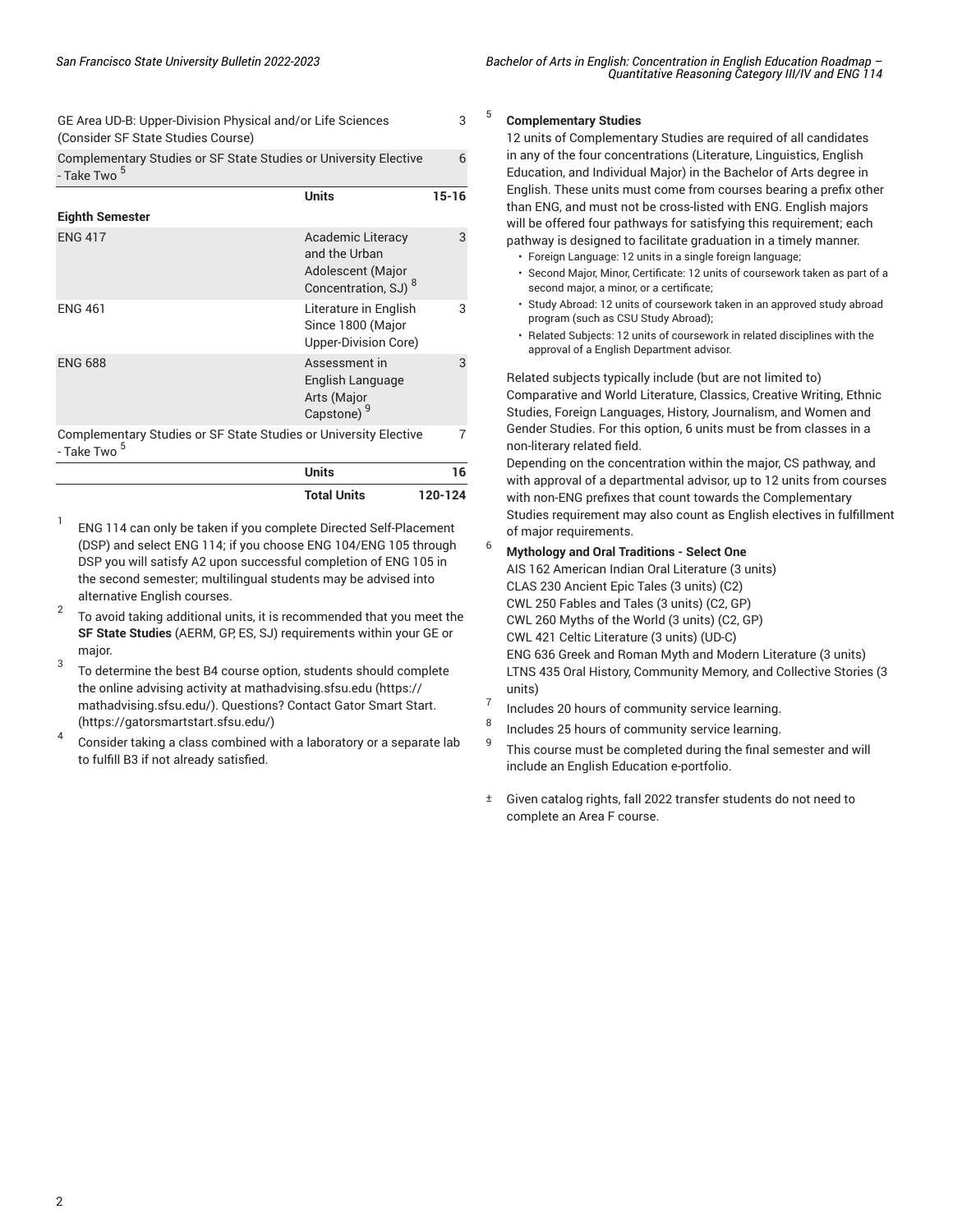| | | |
|---|---|---|
| GE Area UD-B: Upper-Division Physical and/or Life Sciences (Consider SF State Studies Course) | | 3 |
| Complementary Studies or SF State Studies or University Elective - Take Two [5] | | 6 |
| | **Units** | **15-16** |
| **Eighth Semester** | | |
| ENG 417 | Academic Literacy and the Urban Adolescent (Major Concentration, SJ) [8] | 3 |
| ENG 461 | Literature in English Since 1800 (Major Upper-Division Core) | 3 |
| ENG 688 | Assessment in English Language Arts (Major Capstone) [9] | 3 |
| Complementary Studies or SF State Studies or University Elective - Take Two [5] | | 7 |
| | **Units** | **16** |
| | **Total Units** | **120-124** |

1. ENG 114 can only be taken if you complete Directed Self-Placement (DSP) and select ENG 114; if you choose ENG 104/ENG 105 through DSP you will satisfy A2 upon successful completion of ENG 105 in the second semester; multilingual students may be advised into alternative English courses.
2. To avoid taking additional units, it is recommended that you meet the **SF State Studies** (AERM, GP, ES, SJ) requirements within your GE or major.
3. To determine the best B4 course option, students should complete the online advising activity at mathadvising.sfsu.edu (https://mathadvising.sfsu.edu/). Questions? Contact Gator Smart Start. (https://gatorsmartstart.sfsu.edu/)
4. Consider taking a class combined with a laboratory or a separate lab to fulfill B3 if not already satisfied.
5. **Complementary Studies**

   12 units of Complementary Studies are required of all candidates in any of the four concentrations (Literature, Linguistics, English Education, and Individual Major) in the Bachelor of Arts degree in English. These units must come from courses bearing a prefix other than ENG, and must not be cross-listed with ENG. English majors will be offered four pathways for satisfying this requirement; each pathway is designed to facilitate graduation in a timely manner.

   - Foreign Language: 12 units in a single foreign language;
   - Second Major, Minor, Certificate: 12 units of coursework taken as part of a second major, a minor, or a certificate;
   - Study Abroad: 12 units of coursework taken in an approved study abroad program (such as CSU Study Abroad);
   - Related Subjects: 12 units of coursework in related disciplines with the approval of a English Department advisor.

   Related subjects typically include (but are not limited to) Comparative and World Literature, Classics, Creative Writing, Ethnic Studies, Foreign Languages, History, Journalism, and Women and Gender Studies. For this option, 6 units must be from classes in a non-literary related field.

   Depending on the concentration within the major, CS pathway, and with approval of a departmental advisor, up to 12 units from courses with non-ENG prefixes that count towards the Complementary Studies requirement may also count as English electives in fulfillment of major requirements.
6. **Mythology and Oral Traditions - Select One**

   AIS 162 American Indian Oral Literature (3 units)
   CLAS 230 Ancient Epic Tales (3 units) (C2)
   CWL 250 Fables and Tales (3 units) (C2, GP)
   CWL 260 Myths of the World (3 units) (C2, GP)
   CWL 421 Celtic Literature (3 units) (UD-C)
   ENG 636 Greek and Roman Myth and Modern Literature (3 units)
   LTNS 435 Oral History, Community Memory, and Collective Stories (3 units)
7. Includes 20 hours of community service learning.
8. Includes 25 hours of community service learning.
9. This course must be completed during the final semester and will include an English Education e-portfolio.

± Given catalog rights, fall 2022 transfer students do not need to complete an Area F course.